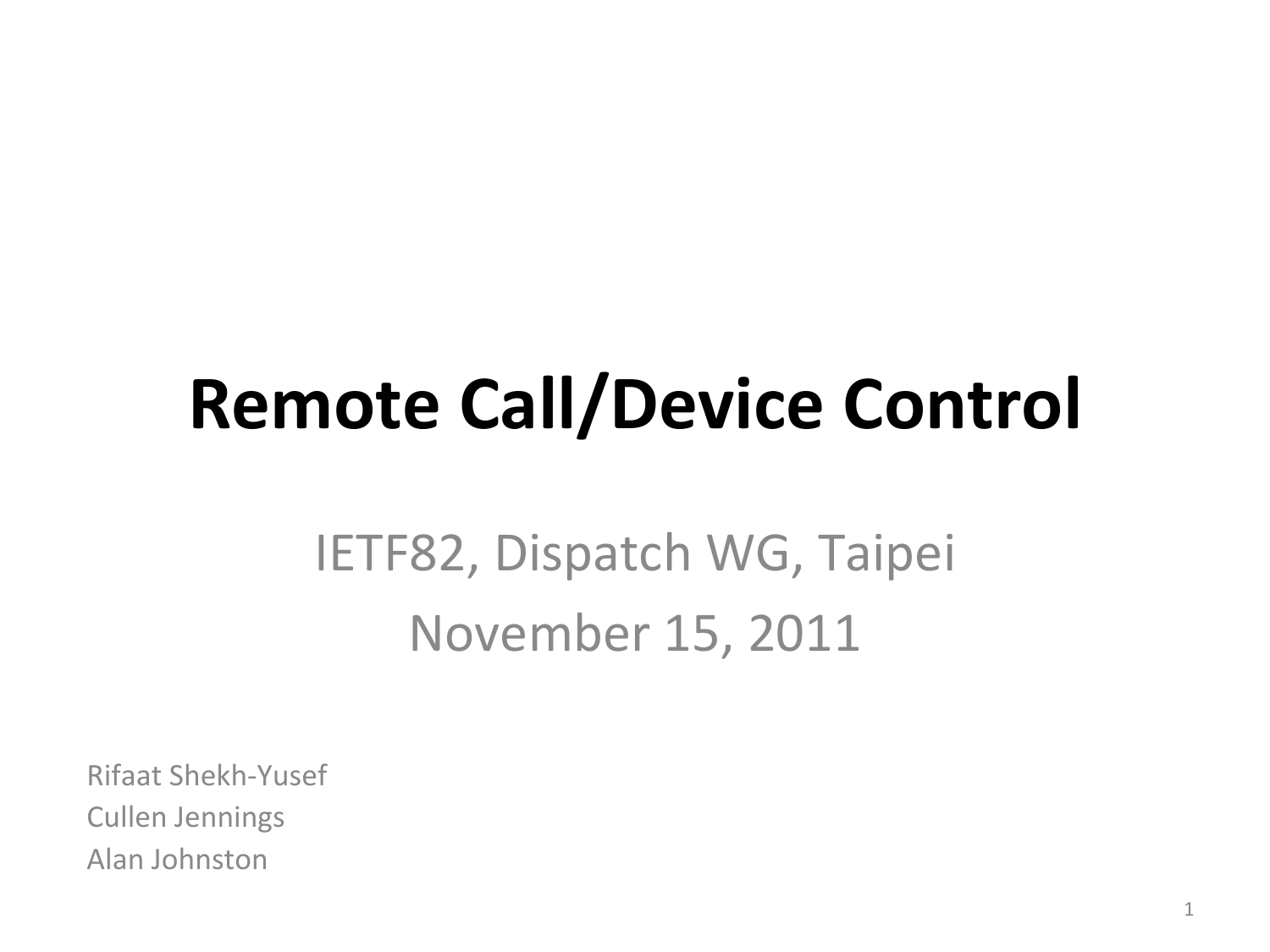# Remote Call/Device Control

IETF82, Dispatch WG, Taipei

November 15, 2011

Rifaat Shekh-Yusef
Cullen Jennings
Alan Johnston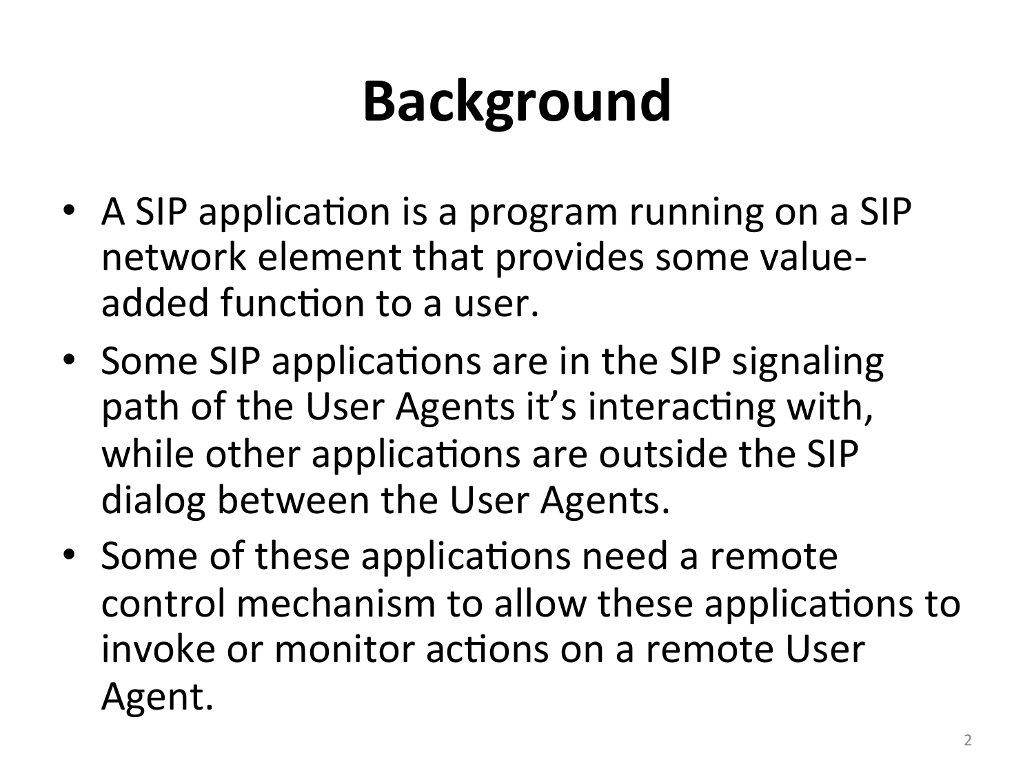# Background

- A SIP application is a program running on a SIP network element that provides some value-added function to a user.
- Some SIP applications are in the SIP signaling path of the User Agents it's interacting with, while other applications are outside the SIP dialog between the User Agents.
- Some of these applications need a remote control mechanism to allow these applications to invoke or monitor actions on a remote User Agent.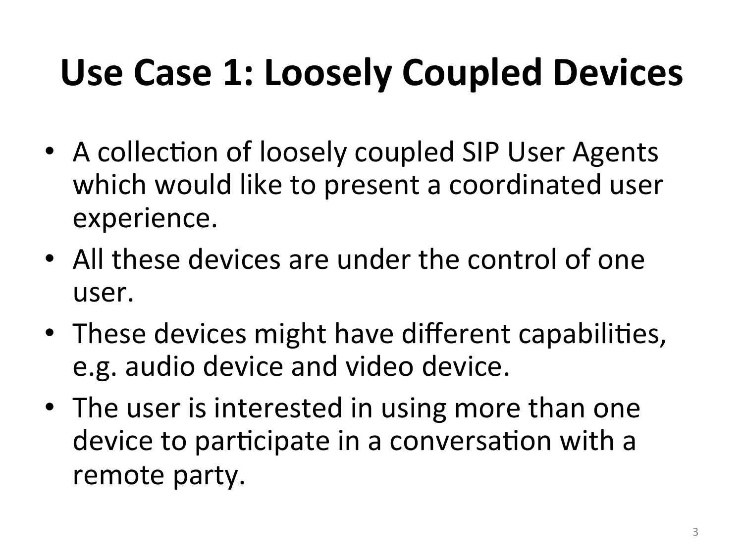# Use Case 1: Loosely Coupled Devices

- A collection of loosely coupled SIP User Agents which would like to present a coordinated user experience.
- All these devices are under the control of one user.
- These devices might have different capabilities, e.g. audio device and video device.
- The user is interested in using more than one device to participate in a conversation with a remote party.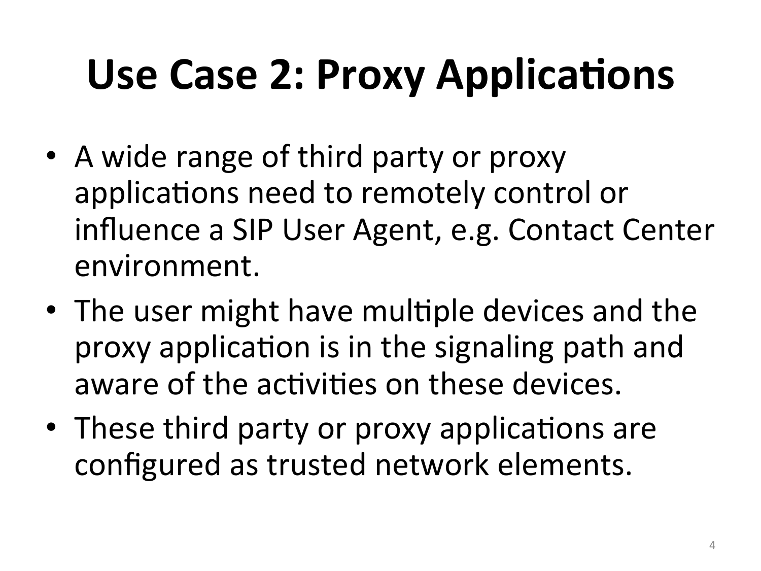# Use Case 2: Proxy Applications

- A wide range of third party or proxy applications need to remotely control or influence a SIP User Agent, e.g. Contact Center environment.
- The user might have multiple devices and the proxy application is in the signaling path and aware of the activities on these devices.
- These third party or proxy applications are configured as trusted network elements.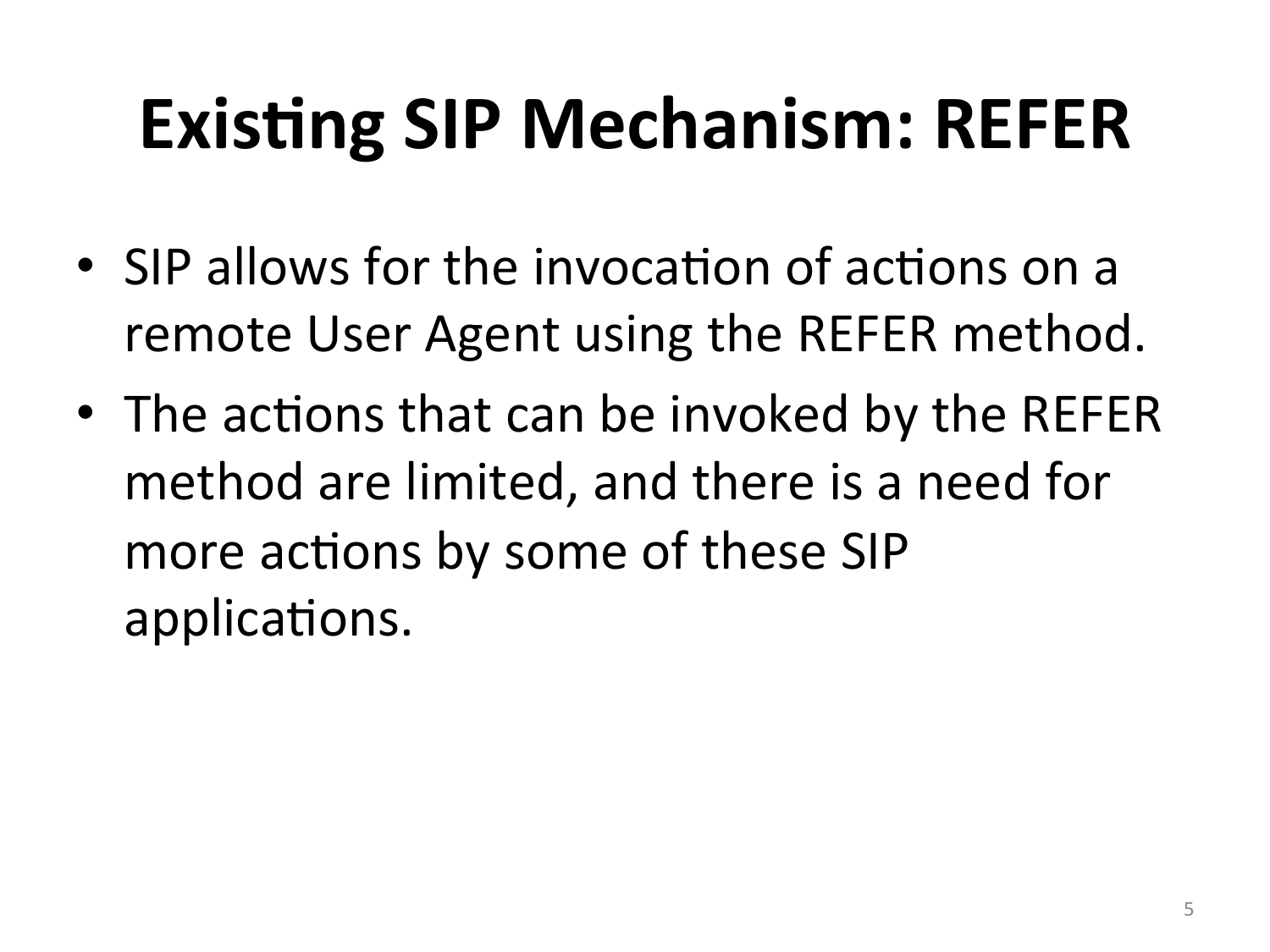# Existing SIP Mechanism: REFER

- SIP allows for the invocation of actions on a remote User Agent using the REFER method.
- The actions that can be invoked by the REFER method are limited, and there is a need for more actions by some of these SIP applications.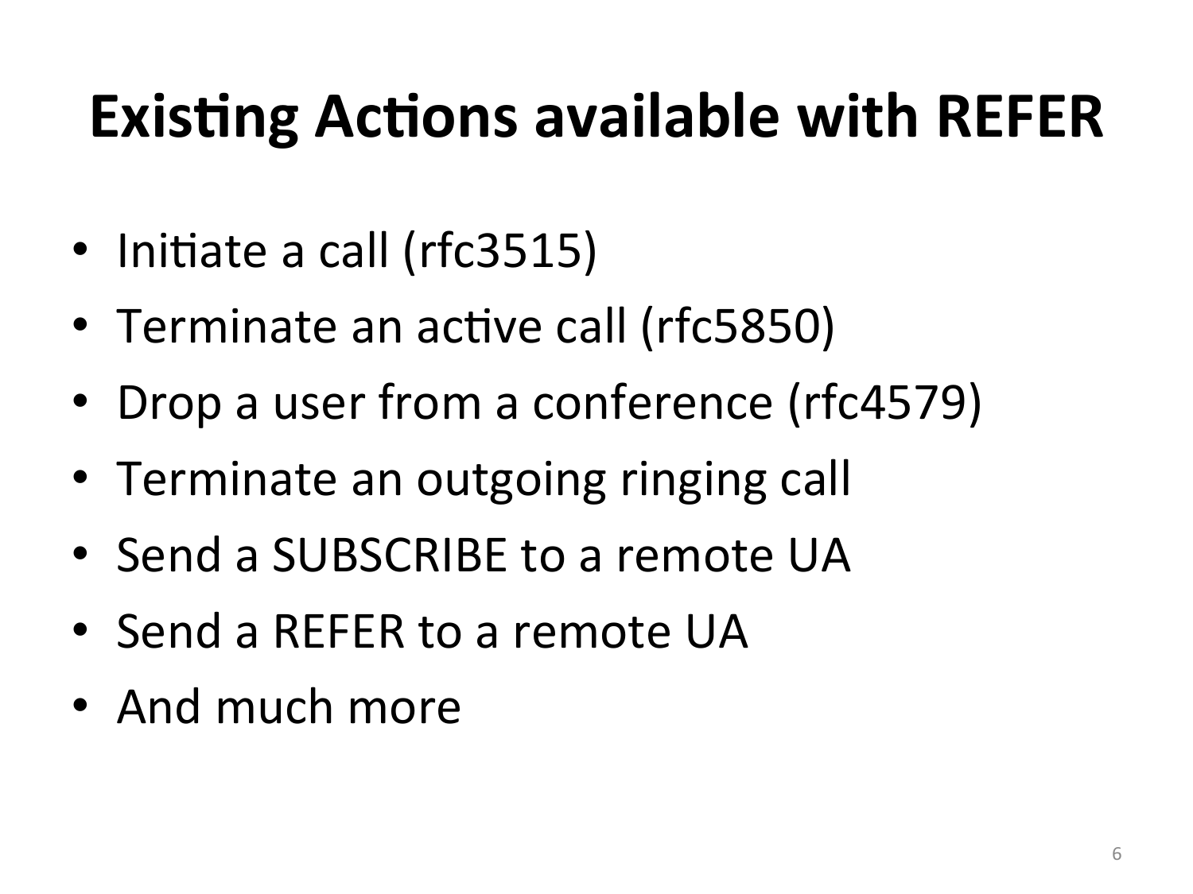# Existing Actions available with REFER

- Initiate a call (rfc3515)
- Terminate an active call (rfc5850)
- Drop a user from a conference (rfc4579)
- Terminate an outgoing ringing call
- Send a SUBSCRIBE to a remote UA
- Send a REFER to a remote UA
- And much more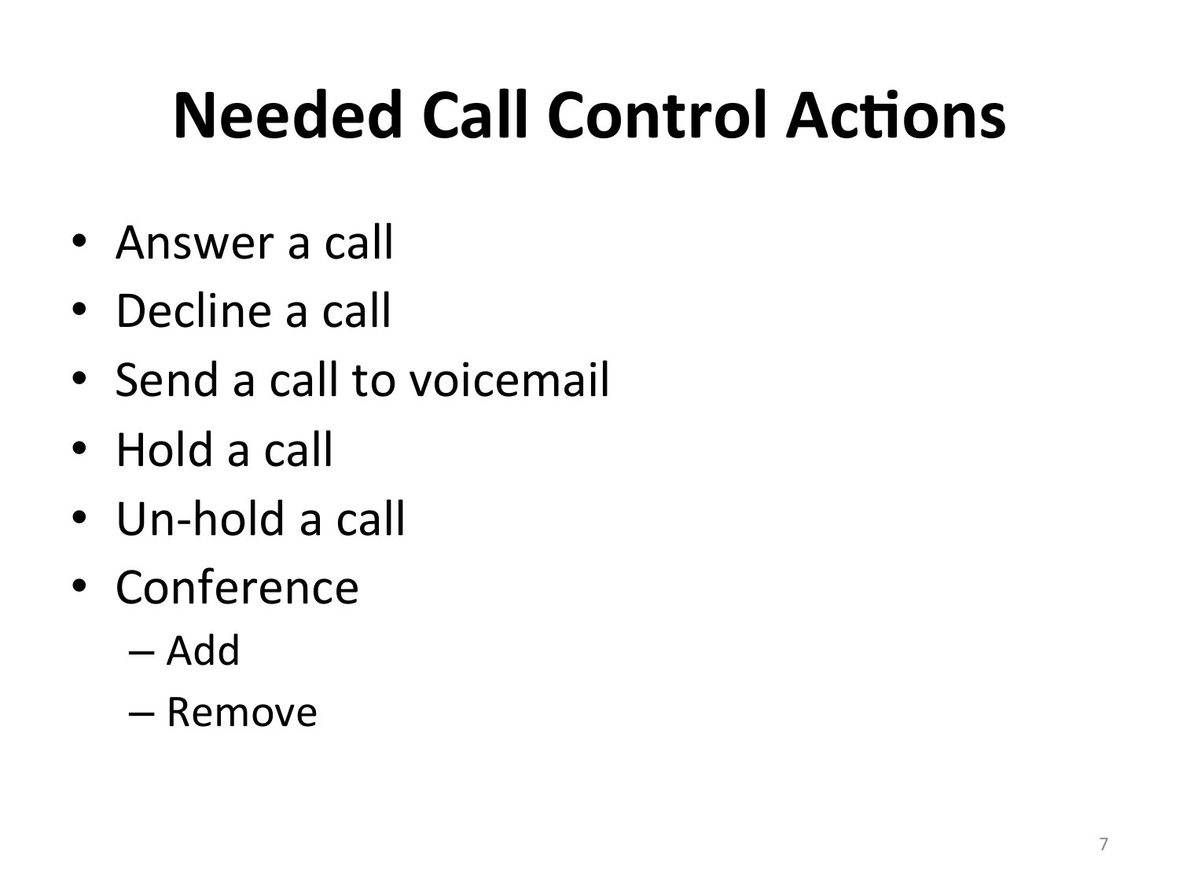# Needed Call Control Actions

- Answer a call
- Decline a call
- Send a call to voicemail
- Hold a call
- Un-hold a call
- Conference
  - Add
  - Remove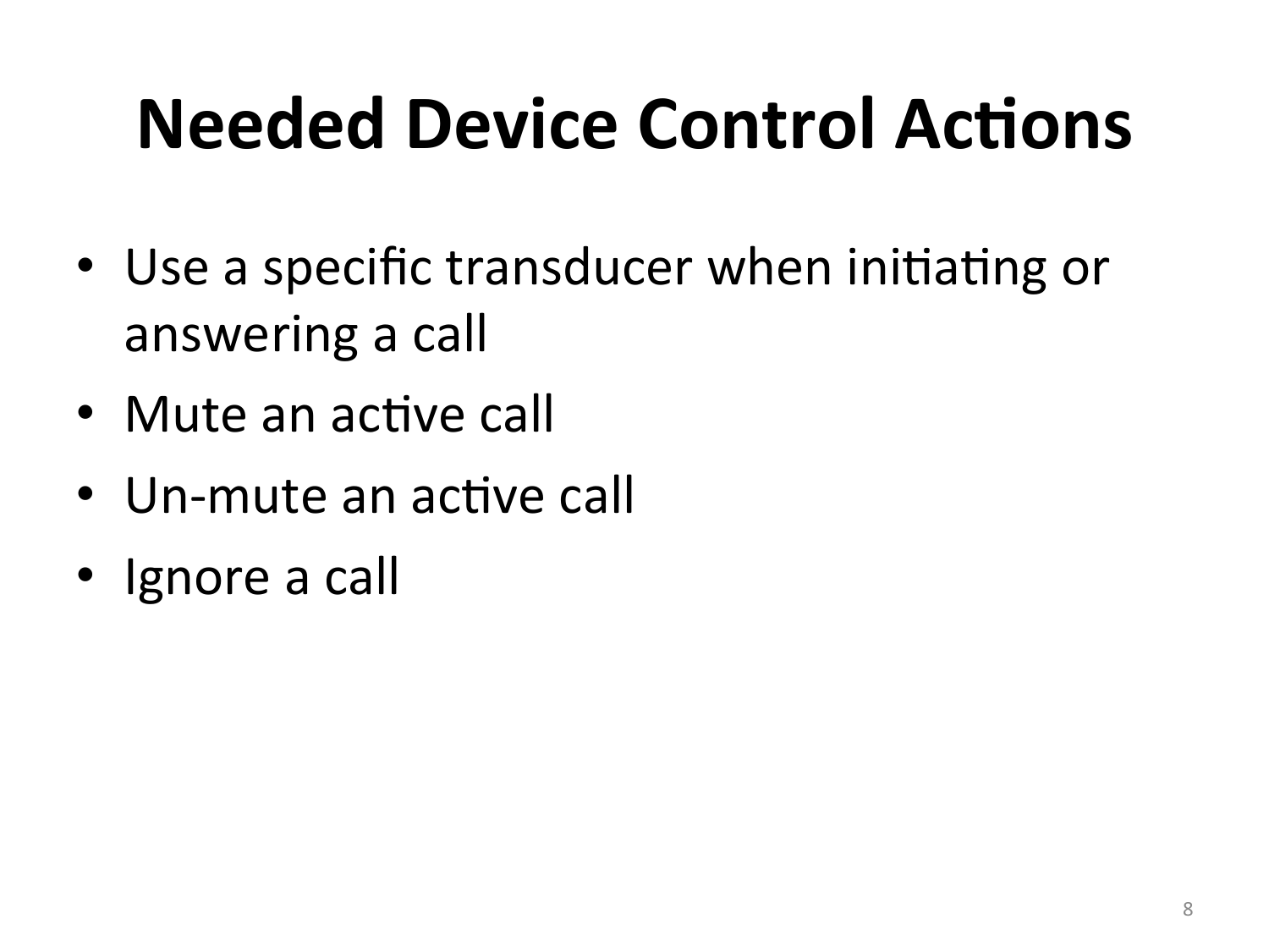# Needed Device Control Actions

- Use a specific transducer when initiating or answering a call
- Mute an active call
- Un-mute an active call
- Ignore a call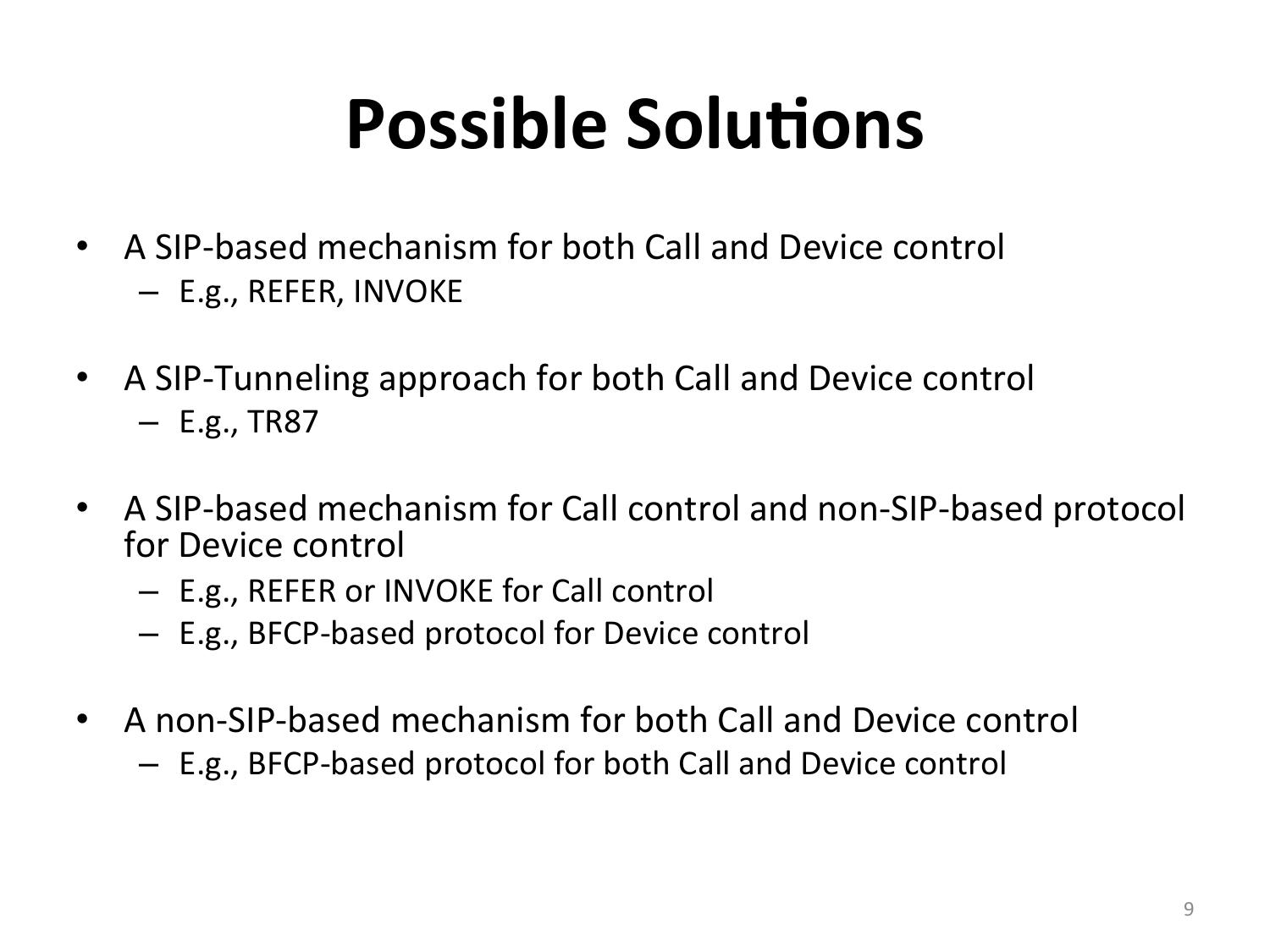# Possible Solutions

- A SIP-based mechanism for both Call and Device control
  - E.g., REFER, INVOKE
- A SIP-Tunneling approach for both Call and Device control
  - E.g., TR87
- A SIP-based mechanism for Call control and non-SIP-based protocol for Device control
  - E.g., REFER or INVOKE for Call control
  - E.g., BFCP-based protocol for Device control
- A non-SIP-based mechanism for both Call and Device control
  - E.g., BFCP-based protocol for both Call and Device control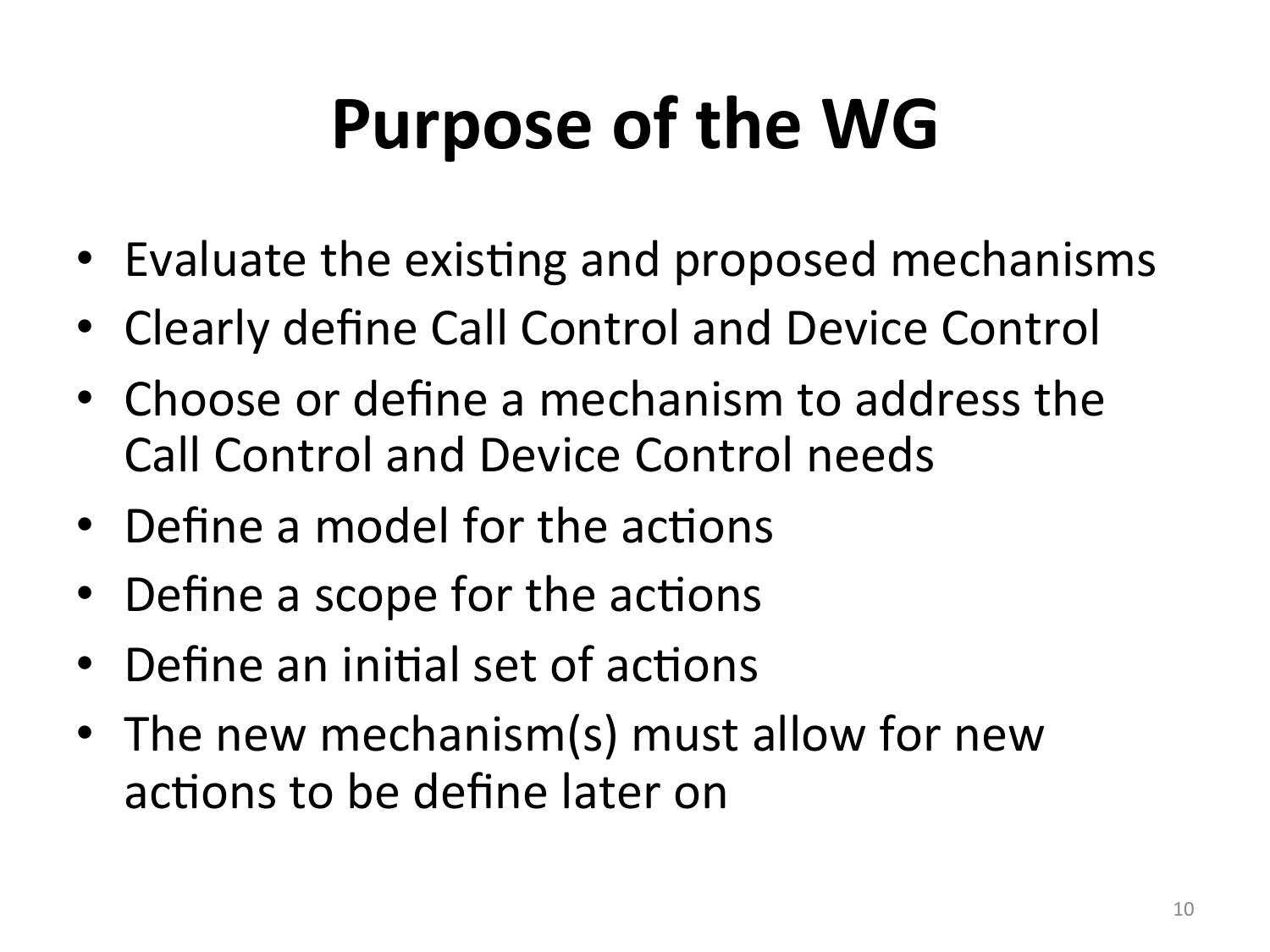# Purpose of the WG

- Evaluate the existing and proposed mechanisms
- Clearly define Call Control and Device Control
- Choose or define a mechanism to address the Call Control and Device Control needs
- Define a model for the actions
- Define a scope for the actions
- Define an initial set of actions
- The new mechanism(s) must allow for new actions to be define later on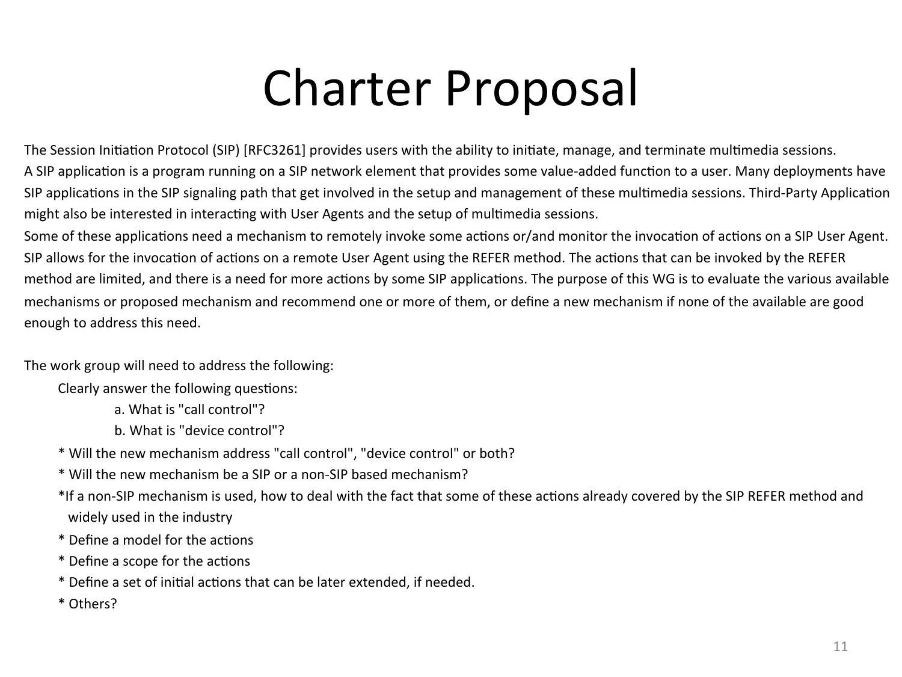# Charter Proposal

The Session Initiation Protocol (SIP) [RFC3261] provides users with the ability to initiate, manage, and terminate multimedia sessions.
A SIP application is a program running on a SIP network element that provides some value-added function to a user. Many deployments have SIP applications in the SIP signaling path that get involved in the setup and management of these multimedia sessions. Third-Party Application might also be interested in interacting with User Agents and the setup of multimedia sessions.
Some of these applications need a mechanism to remotely invoke some actions or/and monitor the invocation of actions on a SIP User Agent. SIP allows for the invocation of actions on a remote User Agent using the REFER method. The actions that can be invoked by the REFER method are limited, and there is a need for more actions by some SIP applications. The purpose of this WG is to evaluate the various available mechanisms or proposed mechanism and recommend one or more of them, or define a new mechanism if none of the available are good enough to address this need.

The work group will need to address the following:

- Clearly answer the following questions:
  - a. What is "call control"?
  - b. What is "device control"?
- * Will the new mechanism address "call control", "device control" or both?
- * Will the new mechanism be a SIP or a non-SIP based mechanism?
- *If a non-SIP mechanism is used, how to deal with the fact that some of these actions already covered by the SIP REFER method and widely used in the industry
- * Define a model for the actions
- * Define a scope for the actions
- * Define a set of initial actions that can be later extended, if needed.
- * Others?